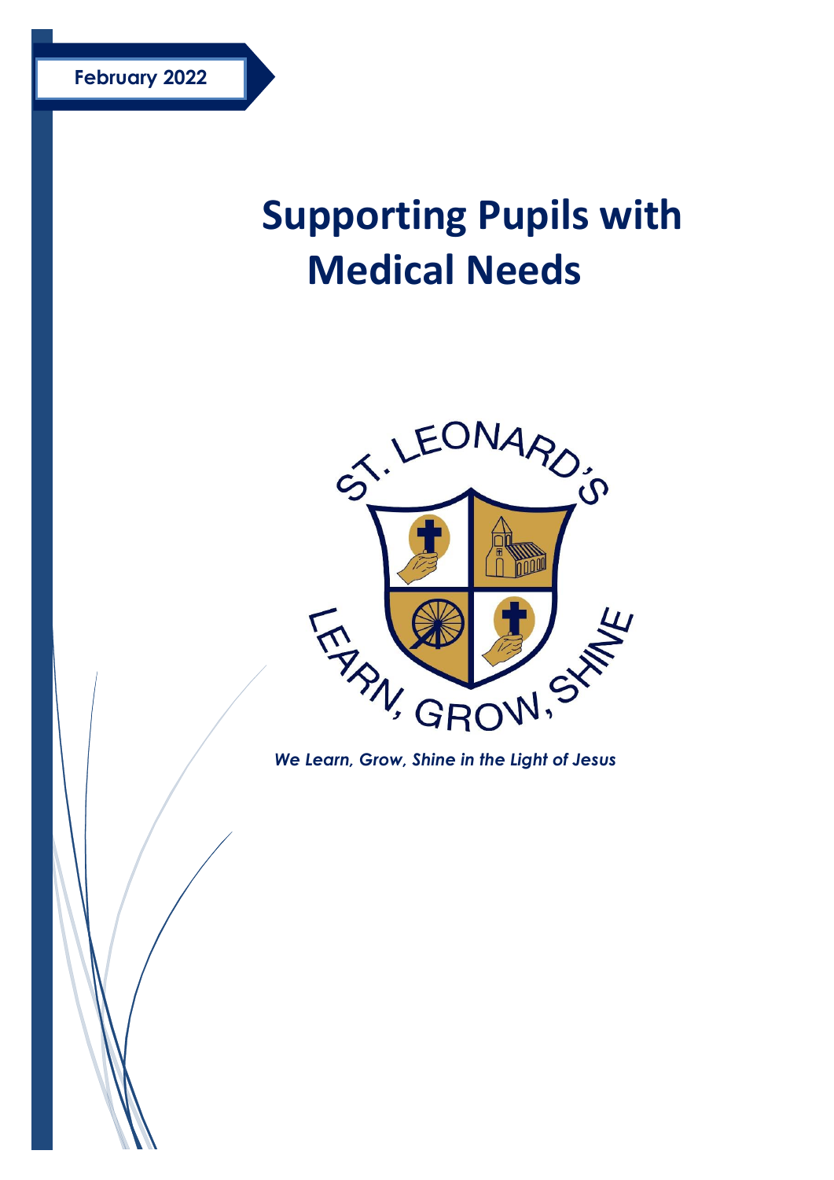**February 2022**

# Supporting Pupils with Medical Needs

ST. LEONARD'S

LEARN, GROW, SHINE

*We Learn, Grow, Shine in the Light of Jesus*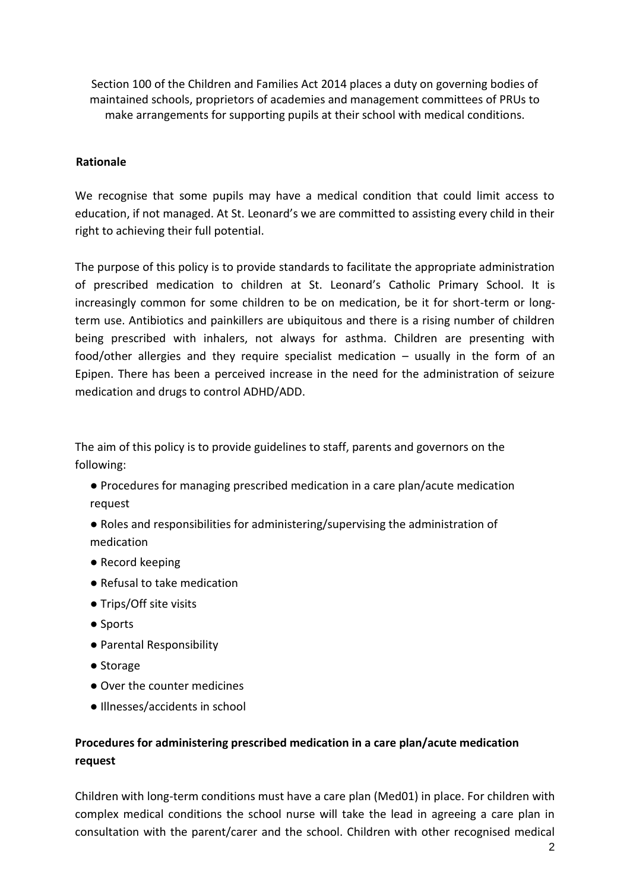Section 100 of the Children and Families Act 2014 places a duty on governing bodies of maintained schools, proprietors of academies and management committees of PRUs to make arrangements for supporting pupils at their school with medical conditions.

**Rationale**

We recognise that some pupils may have a medical condition that could limit access to education, if not managed. At St. Leonard's we are committed to assisting every child in their right to achieving their full potential.

The purpose of this policy is to provide standards to facilitate the appropriate administration of prescribed medication to children at St. Leonard's Catholic Primary School. It is increasingly common for some children to be on medication, be it for short-term or long-term use. Antibiotics and painkillers are ubiquitous and there is a rising number of children being prescribed with inhalers, not always for asthma. Children are presenting with food/other allergies and they require specialist medication – usually in the form of an Epipen. There has been a perceived increase in the need for the administration of seizure medication and drugs to control ADHD/ADD.

The aim of this policy is to provide guidelines to staff, parents and governors on the following:

- Procedures for managing prescribed medication in a care plan/acute medication request
- Roles and responsibilities for administering/supervising the administration of medication
- Record keeping
- Refusal to take medication
- Trips/Off site visits
- Sports
- Parental Responsibility
- Storage
- Over the counter medicines
- Illnesses/accidents in school

**Procedures for administering prescribed medication in a care plan/acute medication request**

Children with long-term conditions must have a care plan (Med01) in place. For children with complex medical conditions the school nurse will take the lead in agreeing a care plan in consultation with the parent/carer and the school. Children with other recognised medical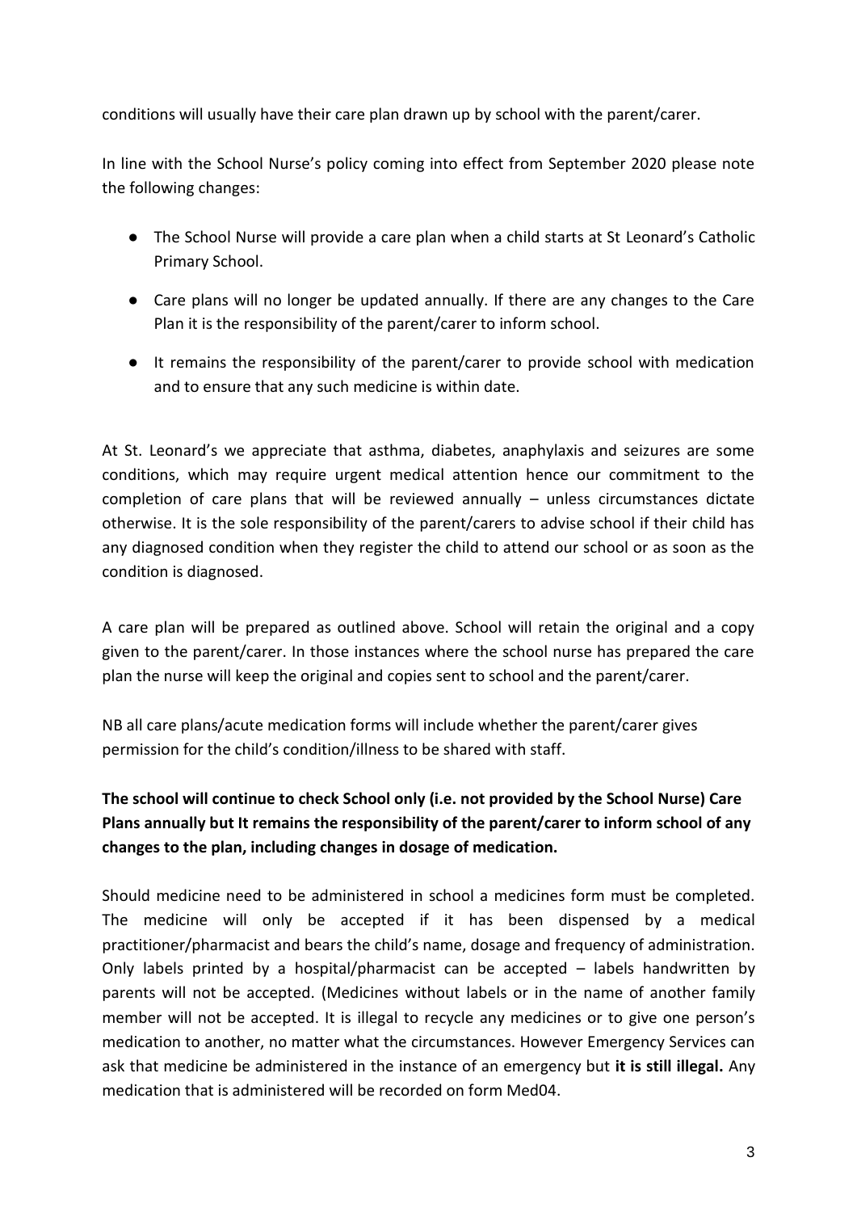conditions will usually have their care plan drawn up by school with the parent/carer.

In line with the School Nurse's policy coming into effect from September 2020 please note the following changes:

- The School Nurse will provide a care plan when a child starts at St Leonard's Catholic Primary School.
- Care plans will no longer be updated annually. If there are any changes to the Care Plan it is the responsibility of the parent/carer to inform school.
- It remains the responsibility of the parent/carer to provide school with medication and to ensure that any such medicine is within date.

At St. Leonard's we appreciate that asthma, diabetes, anaphylaxis and seizures are some conditions, which may require urgent medical attention hence our commitment to the completion of care plans that will be reviewed annually – unless circumstances dictate otherwise. It is the sole responsibility of the parent/carers to advise school if their child has any diagnosed condition when they register the child to attend our school or as soon as the condition is diagnosed.

A care plan will be prepared as outlined above. School will retain the original and a copy given to the parent/carer. In those instances where the school nurse has prepared the care plan the nurse will keep the original and copies sent to school and the parent/carer.

NB all care plans/acute medication forms will include whether the parent/carer gives permission for the child's condition/illness to be shared with staff.

**The school will continue to check School only (i.e. not provided by the School Nurse) Care Plans annually but It remains the responsibility of the parent/carer to inform school of any changes to the plan, including changes in dosage of medication.**

Should medicine need to be administered in school a medicines form must be completed. The medicine will only be accepted if it has been dispensed by a medical practitioner/pharmacist and bears the child's name, dosage and frequency of administration. Only labels printed by a hospital/pharmacist can be accepted – labels handwritten by parents will not be accepted. (Medicines without labels or in the name of another family member will not be accepted. It is illegal to recycle any medicines or to give one person's medication to another, no matter what the circumstances. However Emergency Services can ask that medicine be administered in the instance of an emergency but **it is still illegal.** Any medication that is administered will be recorded on form Med04.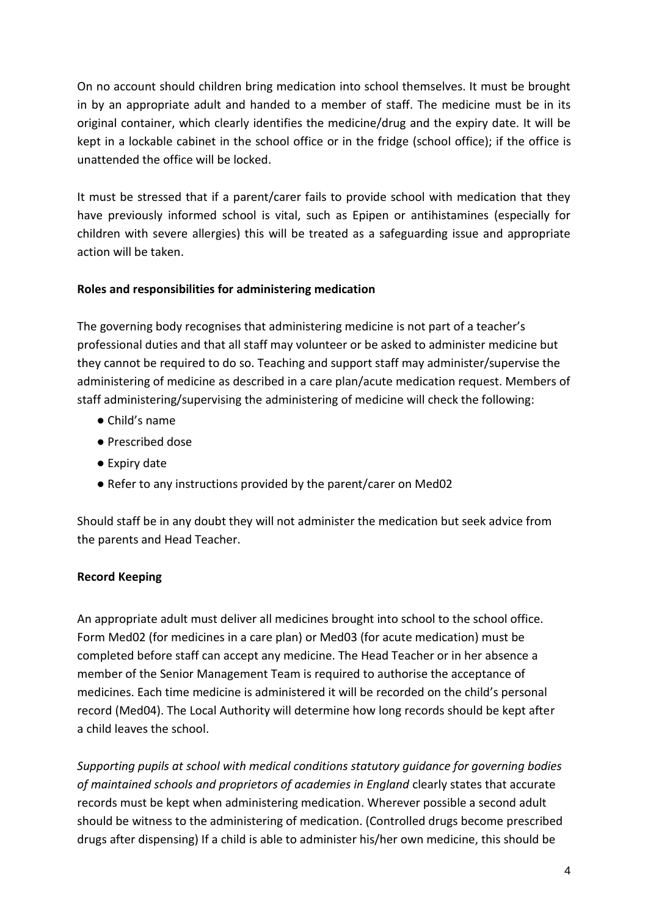On no account should children bring medication into school themselves. It must be brought in by an appropriate adult and handed to a member of staff. The medicine must be in its original container, which clearly identifies the medicine/drug and the expiry date. It will be kept in a lockable cabinet in the school office or in the fridge (school office); if the office is unattended the office will be locked.

It must be stressed that if a parent/carer fails to provide school with medication that they have previously informed school is vital, such as Epipen or antihistamines (especially for children with severe allergies) this will be treated as a safeguarding issue and appropriate action will be taken.

**Roles and responsibilities for administering medication**

The governing body recognises that administering medicine is not part of a teacher's professional duties and that all staff may volunteer or be asked to administer medicine but they cannot be required to do so. Teaching and support staff may administer/supervise the administering of medicine as described in a care plan/acute medication request. Members of staff administering/supervising the administering of medicine will check the following:

- Child's name
- Prescribed dose
- Expiry date
- Refer to any instructions provided by the parent/carer on Med02

Should staff be in any doubt they will not administer the medication but seek advice from the parents and Head Teacher.

**Record Keeping**

An appropriate adult must deliver all medicines brought into school to the school office. Form Med02 (for medicines in a care plan) or Med03 (for acute medication) must be completed before staff can accept any medicine. The Head Teacher or in her absence a member of the Senior Management Team is required to authorise the acceptance of medicines. Each time medicine is administered it will be recorded on the child's personal record (Med04). The Local Authority will determine how long records should be kept after a child leaves the school.

*Supporting pupils at school with medical conditions statutory guidance for governing bodies of maintained schools and proprietors of academies in England* clearly states that accurate records must be kept when administering medication. Wherever possible a second adult should be witness to the administering of medication. (Controlled drugs become prescribed drugs after dispensing) If a child is able to administer his/her own medicine, this should be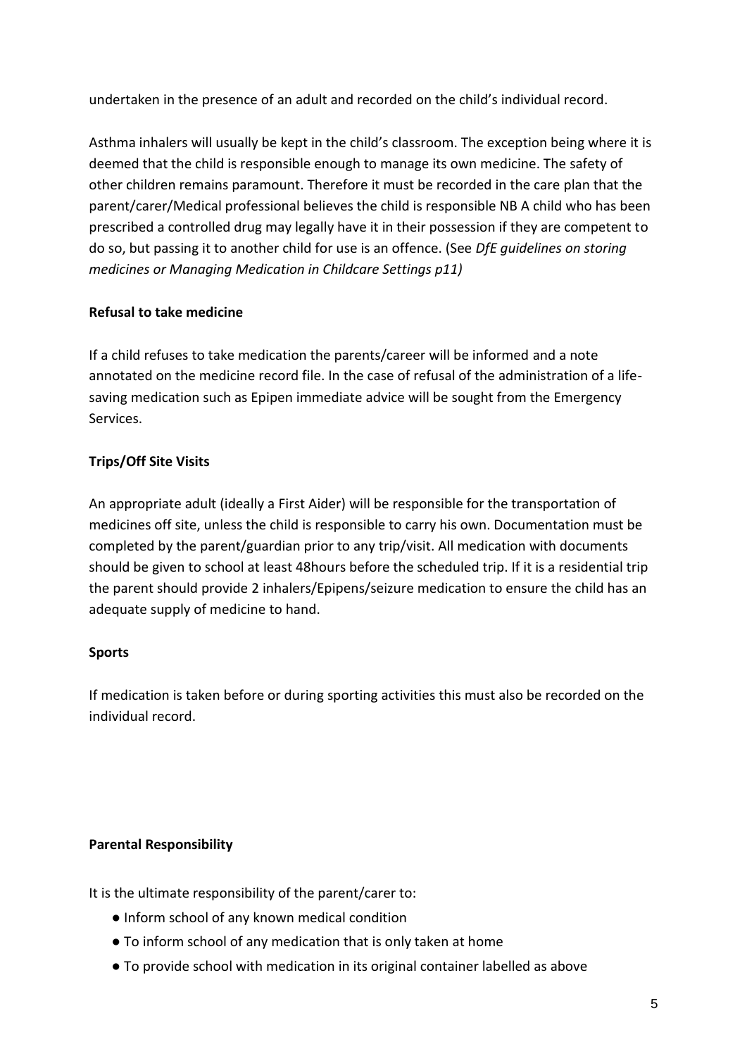undertaken in the presence of an adult and recorded on the child's individual record.

Asthma inhalers will usually be kept in the child's classroom. The exception being where it is deemed that the child is responsible enough to manage its own medicine. The safety of other children remains paramount. Therefore it must be recorded in the care plan that the parent/carer/Medical professional believes the child is responsible NB A child who has been prescribed a controlled drug may legally have it in their possession if they are competent to do so, but passing it to another child for use is an offence. (See *DfE guidelines on storing medicines or Managing Medication in Childcare Settings p11)*

**Refusal to take medicine**

If a child refuses to take medication the parents/career will be informed and a note annotated on the medicine record file. In the case of refusal of the administration of a life-saving medication such as Epipen immediate advice will be sought from the Emergency Services.

**Trips/Off Site Visits**

An appropriate adult (ideally a First Aider) will be responsible for the transportation of medicines off site, unless the child is responsible to carry his own. Documentation must be completed by the parent/guardian prior to any trip/visit. All medication with documents should be given to school at least 48hours before the scheduled trip. If it is a residential trip the parent should provide 2 inhalers/Epipens/seizure medication to ensure the child has an adequate supply of medicine to hand.

**Sports**

If medication is taken before or during sporting activities this must also be recorded on the individual record.

**Parental Responsibility**

It is the ultimate responsibility of the parent/carer to:

- Inform school of any known medical condition
- To inform school of any medication that is only taken at home
- To provide school with medication in its original container labelled as above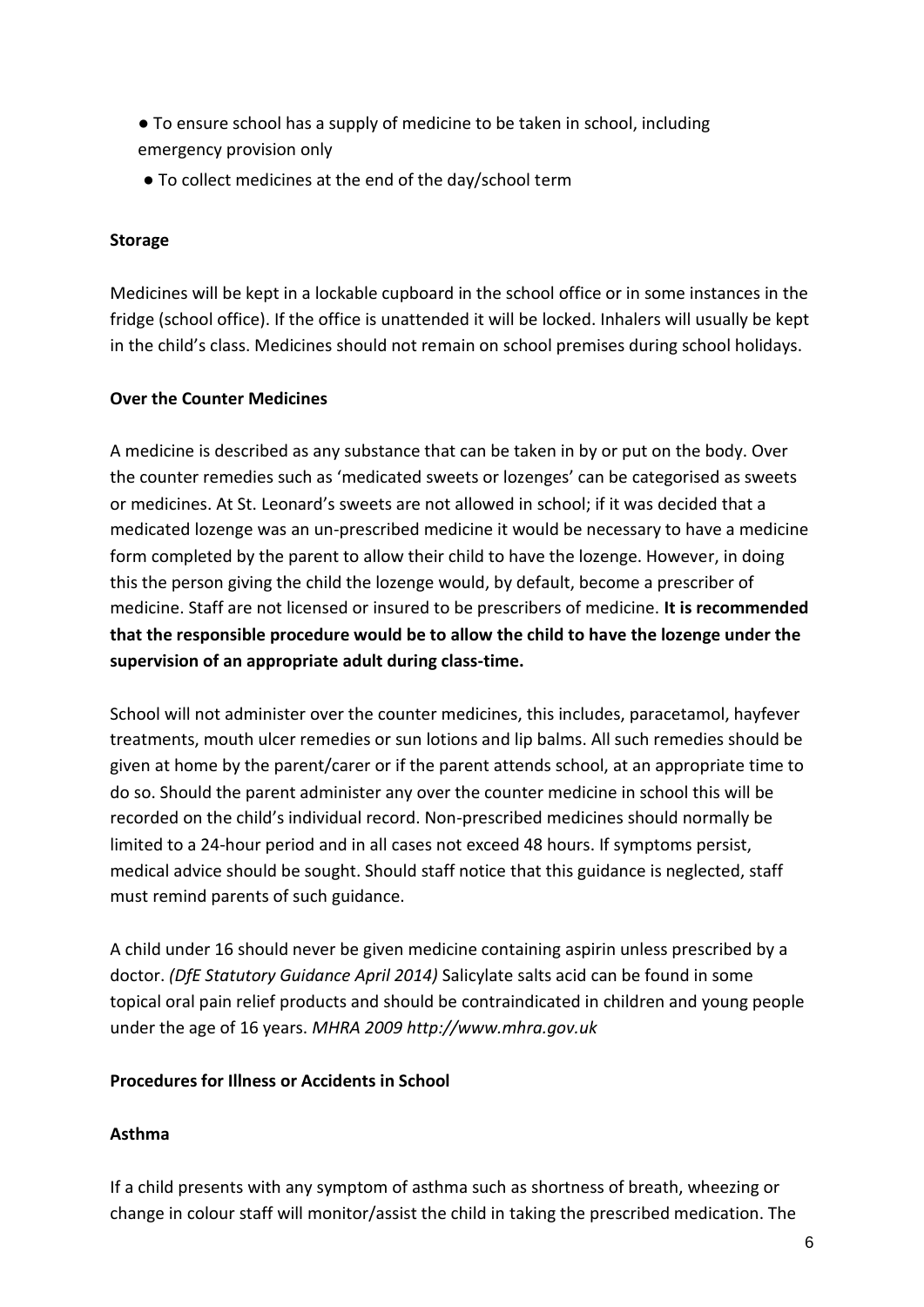- To ensure school has a supply of medicine to be taken in school, including emergency provision only
- To collect medicines at the end of the day/school term

**Storage**

Medicines will be kept in a lockable cupboard in the school office or in some instances in the fridge (school office). If the office is unattended it will be locked. Inhalers will usually be kept in the child's class. Medicines should not remain on school premises during school holidays.

**Over the Counter Medicines**

A medicine is described as any substance that can be taken in by or put on the body. Over the counter remedies such as 'medicated sweets or lozenges' can be categorised as sweets or medicines. At St. Leonard's sweets are not allowed in school; if it was decided that a medicated lozenge was an un-prescribed medicine it would be necessary to have a medicine form completed by the parent to allow their child to have the lozenge. However, in doing this the person giving the child the lozenge would, by default, become a prescriber of medicine. Staff are not licensed or insured to be prescribers of medicine. **It is recommended that the responsible procedure would be to allow the child to have the lozenge under the supervision of an appropriate adult during class-time.**

School will not administer over the counter medicines, this includes, paracetamol, hayfever treatments, mouth ulcer remedies or sun lotions and lip balms. All such remedies should be given at home by the parent/carer or if the parent attends school, at an appropriate time to do so. Should the parent administer any over the counter medicine in school this will be recorded on the child's individual record. Non-prescribed medicines should normally be limited to a 24-hour period and in all cases not exceed 48 hours. If symptoms persist, medical advice should be sought. Should staff notice that this guidance is neglected, staff must remind parents of such guidance.

A child under 16 should never be given medicine containing aspirin unless prescribed by a doctor. *(DfE Statutory Guidance April 2014)* Salicylate salts acid can be found in some topical oral pain relief products and should be contraindicated in children and young people under the age of 16 years. *MHRA 2009 http://www.mhra.gov.uk*

**Procedures for Illness or Accidents in School**

**Asthma**

If a child presents with any symptom of asthma such as shortness of breath, wheezing or change in colour staff will monitor/assist the child in taking the prescribed medication. The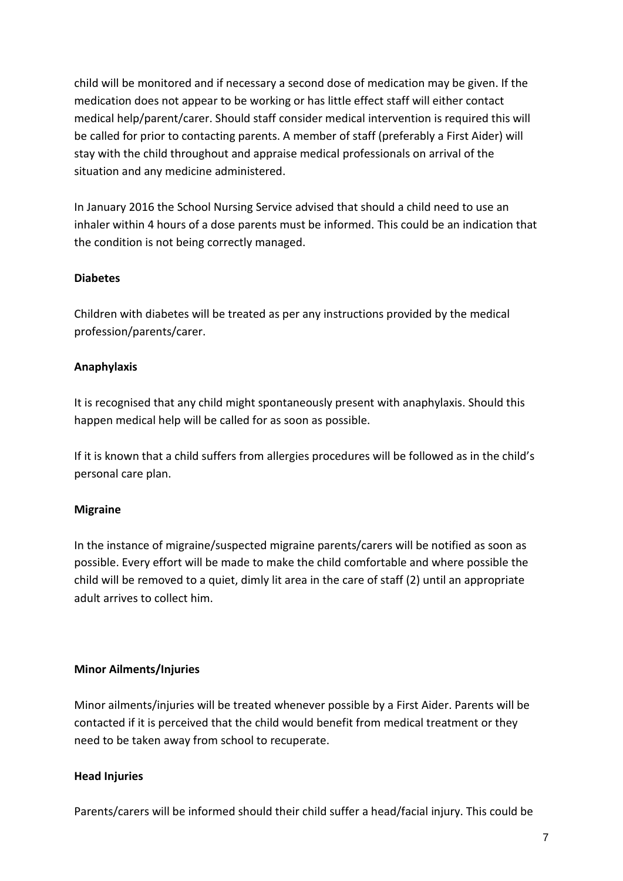child will be monitored and if necessary a second dose of medication may be given. If the medication does not appear to be working or has little effect staff will either contact medical help/parent/carer. Should staff consider medical intervention is required this will be called for prior to contacting parents. A member of staff (preferably a First Aider) will stay with the child throughout and appraise medical professionals on arrival of the situation and any medicine administered.

In January 2016 the School Nursing Service advised that should a child need to use an inhaler within 4 hours of a dose parents must be informed. This could be an indication that the condition is not being correctly managed.

**Diabetes**

Children with diabetes will be treated as per any instructions provided by the medical profession/parents/carer.

**Anaphylaxis**

It is recognised that any child might spontaneously present with anaphylaxis. Should this happen medical help will be called for as soon as possible.

If it is known that a child suffers from allergies procedures will be followed as in the child's personal care plan.

**Migraine**

In the instance of migraine/suspected migraine parents/carers will be notified as soon as possible. Every effort will be made to make the child comfortable and where possible the child will be removed to a quiet, dimly lit area in the care of staff (2) until an appropriate adult arrives to collect him.

**Minor Ailments/Injuries**

Minor ailments/injuries will be treated whenever possible by a First Aider. Parents will be contacted if it is perceived that the child would benefit from medical treatment or they need to be taken away from school to recuperate.

**Head Injuries**

Parents/carers will be informed should their child suffer a head/facial injury. This could be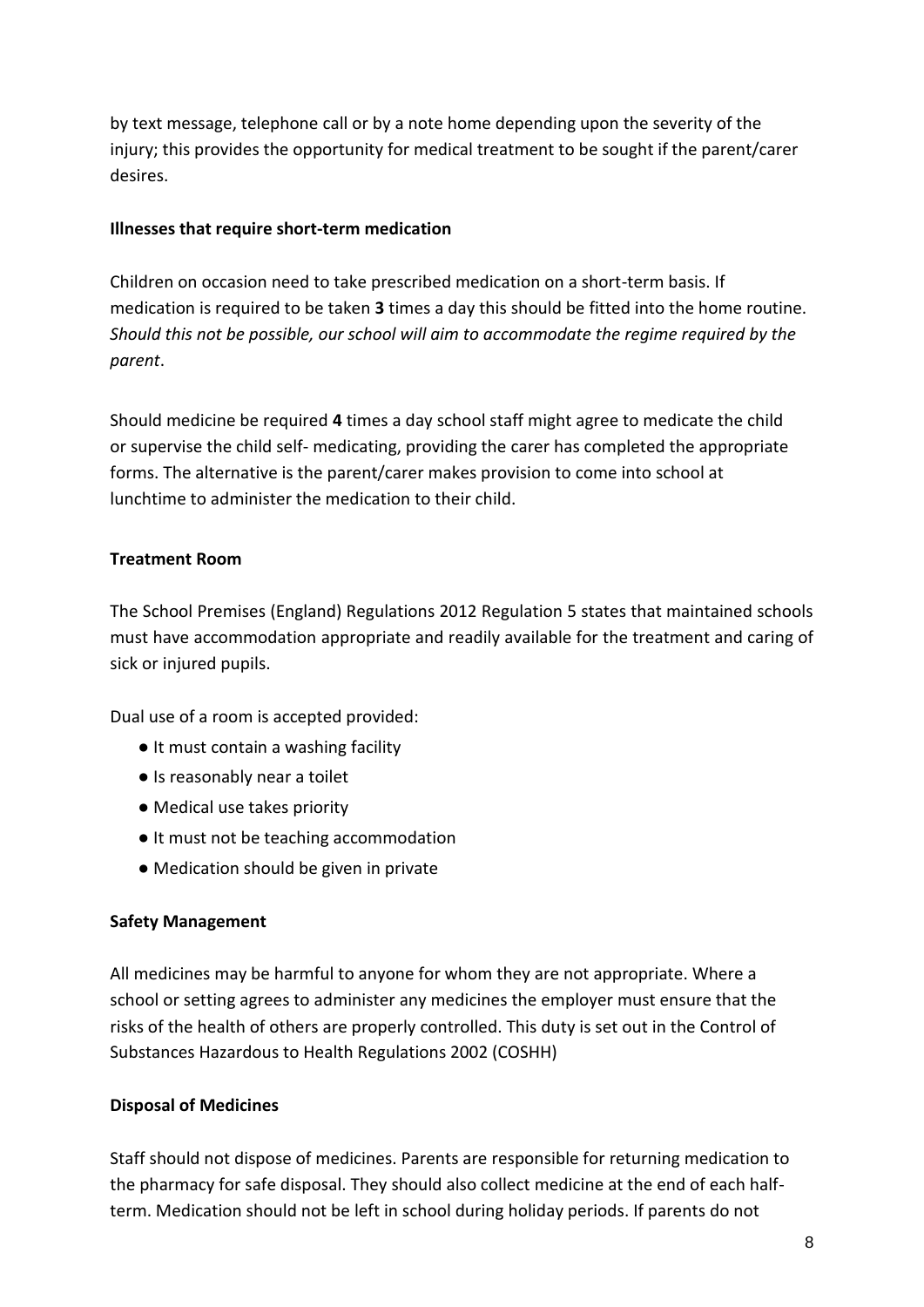by text message, telephone call or by a note home depending upon the severity of the injury; this provides the opportunity for medical treatment to be sought if the parent/carer desires.

**Illnesses that require short-term medication**

Children on occasion need to take prescribed medication on a short-term basis. If medication is required to be taken **3** times a day this should be fitted into the home routine. *Should this not be possible, our school will aim to accommodate the regime required by the parent*.

Should medicine be required **4** times a day school staff might agree to medicate the child or supervise the child self- medicating, providing the carer has completed the appropriate forms. The alternative is the parent/carer makes provision to come into school at lunchtime to administer the medication to their child.

**Treatment Room**

The School Premises (England) Regulations 2012 Regulation 5 states that maintained schools must have accommodation appropriate and readily available for the treatment and caring of sick or injured pupils.

Dual use of a room is accepted provided:

- It must contain a washing facility
- Is reasonably near a toilet
- Medical use takes priority
- It must not be teaching accommodation
- Medication should be given in private

**Safety Management**

All medicines may be harmful to anyone for whom they are not appropriate. Where a school or setting agrees to administer any medicines the employer must ensure that the risks of the health of others are properly controlled. This duty is set out in the Control of Substances Hazardous to Health Regulations 2002 (COSHH)

**Disposal of Medicines**

Staff should not dispose of medicines. Parents are responsible for returning medication to the pharmacy for safe disposal. They should also collect medicine at the end of each half-term. Medication should not be left in school during holiday periods. If parents do not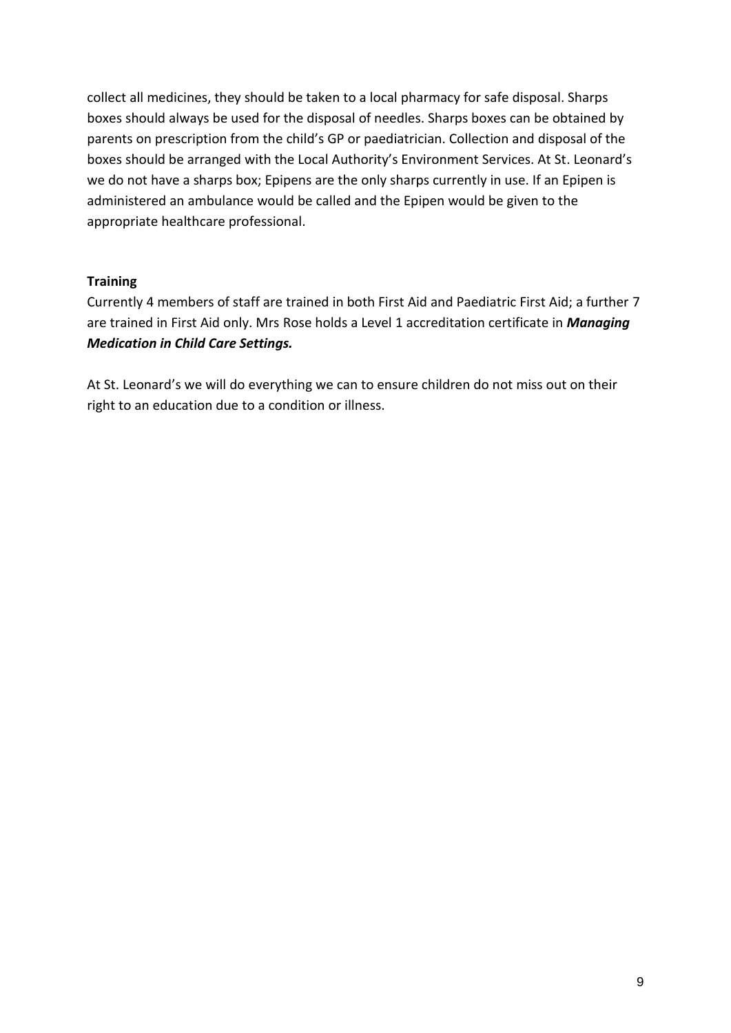collect all medicines, they should be taken to a local pharmacy for safe disposal. Sharps boxes should always be used for the disposal of needles. Sharps boxes can be obtained by parents on prescription from the child's GP or paediatrician. Collection and disposal of the boxes should be arranged with the Local Authority's Environment Services. At St. Leonard's we do not have a sharps box; Epipens are the only sharps currently in use. If an Epipen is administered an ambulance would be called and the Epipen would be given to the appropriate healthcare professional.

**Training**

Currently 4 members of staff are trained in both First Aid and Paediatric First Aid; a further 7 are trained in First Aid only. Mrs Rose holds a Level 1 accreditation certificate in ***Managing Medication in Child Care Settings.***

At St. Leonard's we will do everything we can to ensure children do not miss out on their right to an education due to a condition or illness.